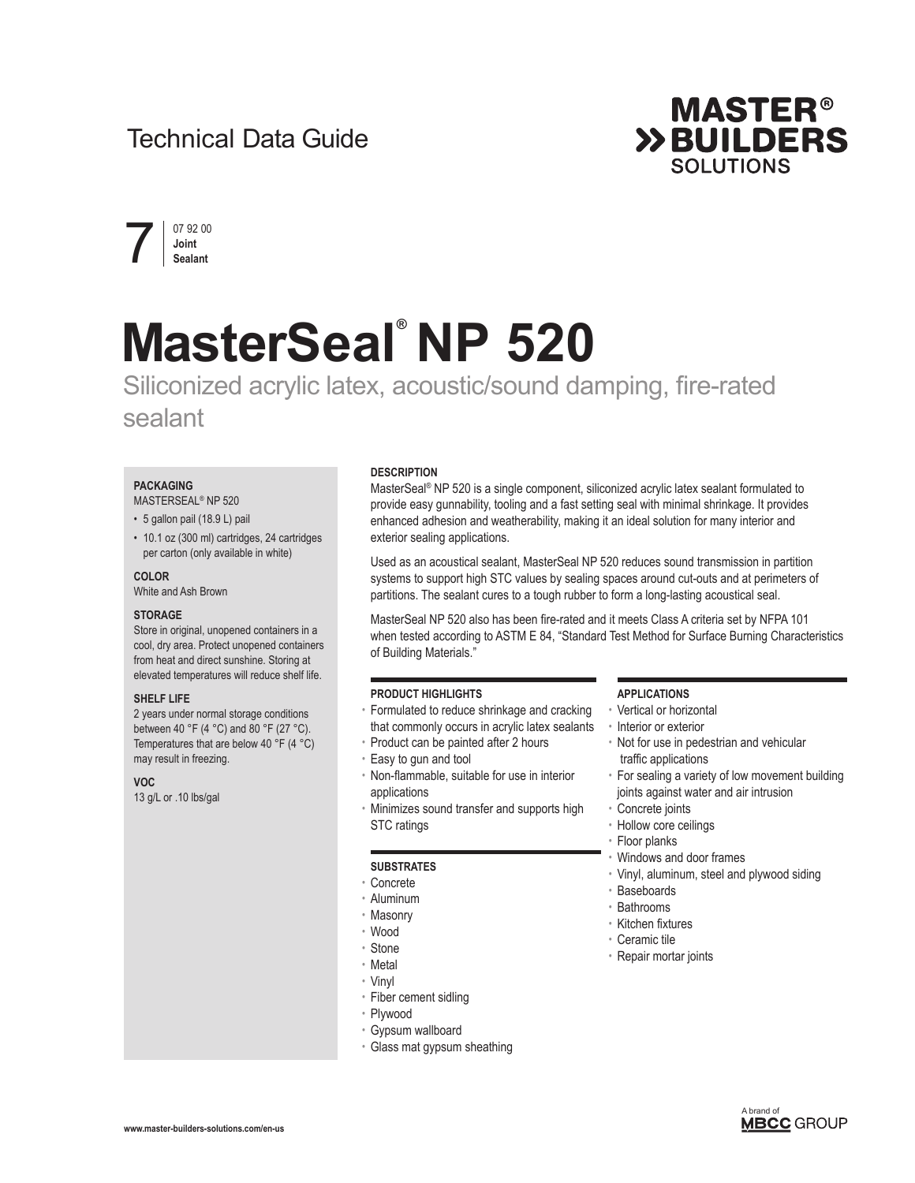Technical Data Guide

7 | 07 92 00 **Joint Sealant**

# MasterSeal® NP 520

## Siliconized acrylic latex, acoustic/sound damping, fire-rated sealant

### PACKAGING

MASTERSEAL® NP 520

- 5 gallon pail (18.9 L) pail
- 10.1 oz (300 ml) cartridges, 24 cartridges per carton (only available in white)

### COLOR

White and Ash Brown

### STORAGE

Store in original, unopened containers in a cool, dry area. Protect unopened containers from heat and direct sunshine. Storing at elevated temperatures will reduce shelf life.

### SHELF LIFE

2 years under normal storage conditions between 40 °F (4 °C) and 80 °F (27 °C). Temperatures that are below 40 °F (4 °C) may result in freezing.

### VOC

13 g/L or .10 lbs/gal

### DESCRIPTION

MasterSeal® NP 520 is a single component, siliconized acrylic latex sealant formulated to provide easy gunnability, tooling and a fast setting seal with minimal shrinkage. It provides enhanced adhesion and weatherability, making it an ideal solution for many interior and exterior sealing applications.

Used as an acoustical sealant, MasterSeal NP 520 reduces sound transmission in partition systems to support high STC values by sealing spaces around cut-outs and at perimeters of partitions. The sealant cures to a tough rubber to form a long-lasting acoustical seal.

MasterSeal NP 520 also has been fire-rated and it meets Class A criteria set by NFPA 101 when tested according to ASTM E 84, "Standard Test Method for Surface Burning Characteristics of Building Materials."

### PRODUCT HIGHLIGHTS

- Formulated to reduce shrinkage and cracking that commonly occurs in acrylic latex sealants
- Product can be painted after 2 hours
- Easy to gun and tool
- Non-flammable, suitable for use in interior applications
- Minimizes sound transfer and supports high STC ratings

### SUBSTRATES

- Concrete
- Aluminum
- Masonry
- Wood
- Stone
- Metal
- Vinyl
- Fiber cement sidling
- Plywood
- Gypsum wallboard
- Glass mat gypsum sheathing

### APPLICATIONS

- Vertical or horizontal
- Interior or exterior
- Not for use in pedestrian and vehicular traffic applications
- For sealing a variety of low movement building joints against water and air intrusion
- Concrete joints
- Hollow core ceilings
- Floor planks
- Windows and door frames
- Vinyl, aluminum, steel and plywood siding
- Baseboards
- Bathrooms
- Kitchen fixtures
- Ceramic tile
- Repair mortar joints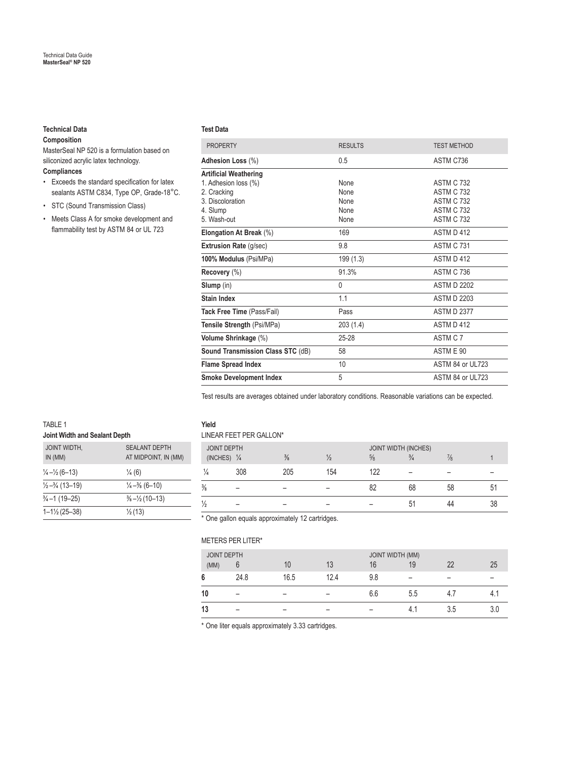## Technical Data

### Composition

MasterSeal NP 520 is a formulation based on siliconized acrylic latex technology.

### Compliances

- Exceeds the standard specification for latex sealants ASTM C834, Type OP, Grade-18°C.
- STC (Sound Transmission Class)
- Meets Class A for smoke development and flammability test by ASTM 84 or UL 723

### Test Data

| PROPERTY | RESULTS | TEST METHOD |
|---|---|---|
| **Adhesion Loss** (%) | 0.5 | ASTM C736 |
| **Artificial Weathering** | | |
| 1. Adhesion loss (%) | None | ASTM C 732 |
| 2. Cracking | None | ASTM C 732 |
| 3. Discoloration | None | ASTM C 732 |
| 4. Slump | None | ASTM C 732 |
| 5. Wash-out | None | ASTM C 732 |
| **Elongation At Break** (%) | 169 | ASTM D 412 |
| **Extrusion Rate** (g/sec) | 9.8 | ASTM C 731 |
| **100% Modulus** (Psi/MPa) | 199 (1.3) | ASTM D 412 |
| **Recovery** (%) | 91.3% | ASTM C 736 |
| **Slump** (in) | 0 | ASTM D 2202 |
| **Stain Index** | 1.1 | ASTM D 2203 |
| **Tack Free Time** (Pass/Fail) | Pass | ASTM D 2377 |
| **Tensile Strength** (Psi/MPa) | 203 (1.4) | ASTM D 412 |
| **Volume Shrinkage** (%) | 25-28 | ASTM C 7 |
| **Sound Transmission Class STC** (dB) | 58 | ASTM E 90 |
| **Flame Spread Index** | 10 | ASTM 84 or UL723 |
| **Smoke Development Index** | 5 | ASTM 84 or UL723 |

Test results are averages obtained under laboratory conditions. Reasonable variations can be expected.

TABLE 1

**Joint Width and Sealant Depth**

| JOINT WIDTH, IN (MM) | SEALANT DEPTH AT MIDPOINT, IN (MM) |
|---|---|
| ¼–½ (6–13) | ¼ (6) |
| ½–¾ (13–19) | ¼–⅜ (6–10) |
| ¾–1 (19–25) | ⅜–½ (10–13) |
| 1–1½ (25–38) | ½ (13) |

### Yield

LINEAR FEET PER GALLON*

| JOINT DEPTH (INCHES) | JOINT WIDTH (INCHES) ¼ | ⅜ | ½ | ⅝ | ¾ | ⅞ | 1 |
|---|---|---|---|---|---|---|---|
| ¼ | 308 | 205 | 154 | 122 | – | – | – |
| ⅜ | – | – | – | 82 | 68 | 58 | 51 |
| ½ | – | – | – | – | 51 | 44 | 38 |

\* One gallon equals approximately 12 cartridges.

METERS PER LITER*

| JOINT DEPTH (MM) | JOINT WIDTH (MM) 6 | 10 | 13 | 16 | 19 | 22 | 25 |
|---|---|---|---|---|---|---|---|
| **6** | 24.8 | 16.5 | 12.4 | 9.8 | – | – | – |
| **10** | – | – | – | 6.6 | 5.5 | 4.7 | 4.1 |
| **13** | – | – | – | – | 4.1 | 3.5 | 3.0 |

\* One liter equals approximately 3.33 cartridges.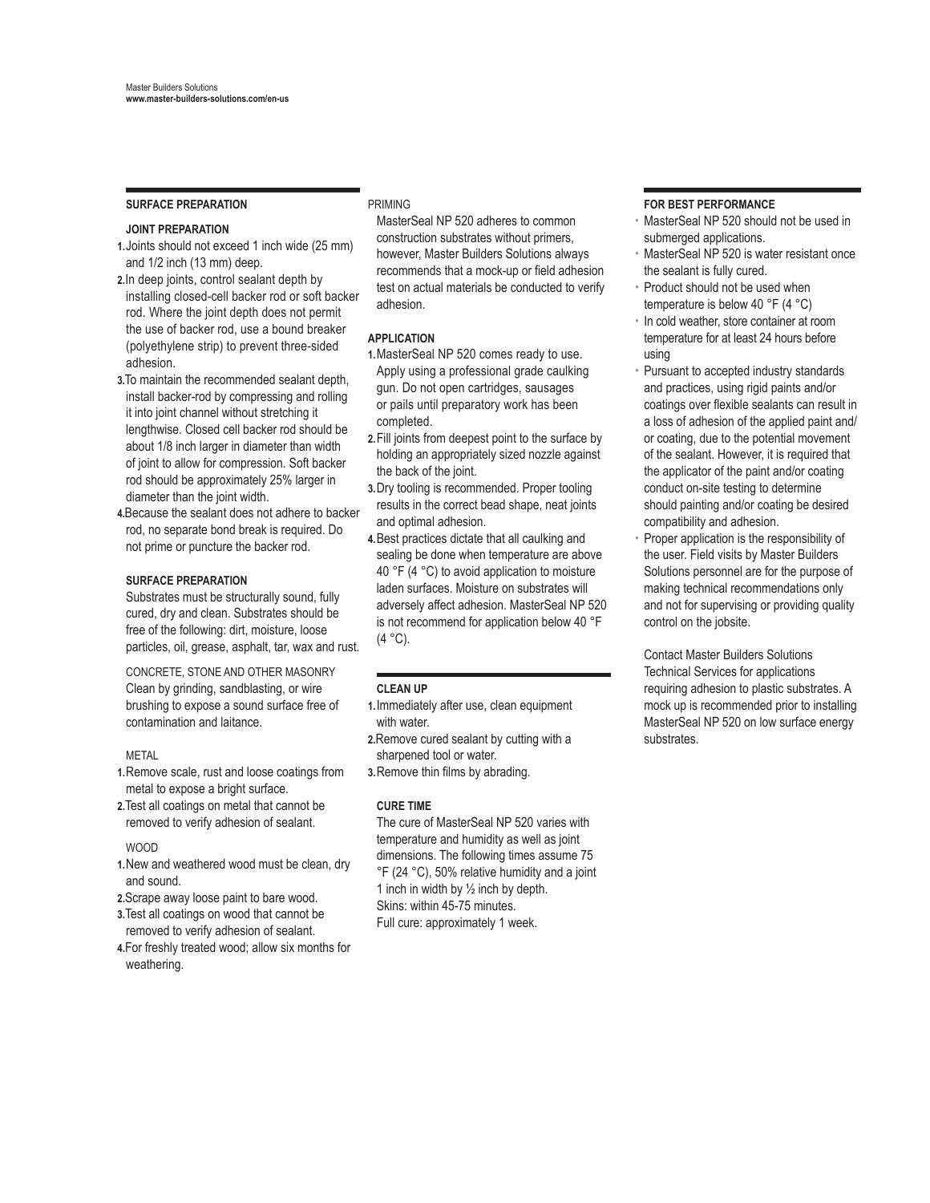## SURFACE PREPARATION

### JOINT PREPARATION

1. Joints should not exceed 1 inch wide (25 mm) and 1/2 inch (13 mm) deep.
2. In deep joints, control sealant depth by installing closed-cell backer rod or soft backer rod. Where the joint depth does not permit the use of backer rod, use a bound breaker (polyethylene strip) to prevent three-sided adhesion.
3. To maintain the recommended sealant depth, install backer-rod by compressing and rolling it into joint channel without stretching it lengthwise. Closed cell backer rod should be about 1/8 inch larger in diameter than width of joint to allow for compression. Soft backer rod should be approximately 25% larger in diameter than the joint width.
4. Because the sealant does not adhere to backer rod, no separate bond break is required. Do not prime or puncture the backer rod.

### SURFACE PREPARATION

Substrates must be structurally sound, fully cured, dry and clean. Substrates should be free of the following: dirt, moisture, loose particles, oil, grease, asphalt, tar, wax and rust.

CONCRETE, STONE AND OTHER MASONRY

Clean by grinding, sandblasting, or wire brushing to expose a sound surface free of contamination and laitance.

METAL

1. Remove scale, rust and loose coatings from metal to expose a bright surface.
2. Test all coatings on metal that cannot be removed to verify adhesion of sealant.

WOOD

1. New and weathered wood must be clean, dry and sound.
2. Scrape away loose paint to bare wood.
3. Test all coatings on wood that cannot be removed to verify adhesion of sealant.
4. For freshly treated wood; allow six months for weathering.

PRIMING

MasterSeal NP 520 adheres to common construction substrates without primers, however, Master Builders Solutions always recommends that a mock-up or field adhesion test on actual materials be conducted to verify adhesion.

### APPLICATION

1. MasterSeal NP 520 comes ready to use. Apply using a professional grade caulking gun. Do not open cartridges, sausages or pails until preparatory work has been completed.
2. Fill joints from deepest point to the surface by holding an appropriately sized nozzle against the back of the joint.
3. Dry tooling is recommended. Proper tooling results in the correct bead shape, neat joints and optimal adhesion.
4. Best practices dictate that all caulking and sealing be done when temperature are above 40 °F (4 °C) to avoid application to moisture laden surfaces. Moisture on substrates will adversely affect adhesion. MasterSeal NP 520 is not recommend for application below 40 °F (4 °C).

## CLEAN UP

1. Immediately after use, clean equipment with water.
2. Remove cured sealant by cutting with a sharpened tool or water.
3. Remove thin films by abrading.

### CURE TIME

The cure of MasterSeal NP 520 varies with temperature and humidity as well as joint dimensions. The following times assume 75 °F (24 °C), 50% relative humidity and a joint 1 inch in width by ½ inch by depth.
Skins: within 45-75 minutes.
Full cure: approximately 1 week.

## FOR BEST PERFORMANCE

- MasterSeal NP 520 should not be used in submerged applications.
- MasterSeal NP 520 is water resistant once the sealant is fully cured.
- Product should not be used when temperature is below 40 °F (4 °C)
- In cold weather, store container at room temperature for at least 24 hours before using
- Pursuant to accepted industry standards and practices, using rigid paints and/or coatings over flexible sealants can result in a loss of adhesion of the applied paint and/ or coating, due to the potential movement of the sealant. However, it is required that the applicator of the paint and/or coating conduct on-site testing to determine should painting and/or coating be desired compatibility and adhesion.
- Proper application is the responsibility of the user. Field visits by Master Builders Solutions personnel are for the purpose of making technical recommendations only and not for supervising or providing quality control on the jobsite.

Contact Master Builders Solutions Technical Services for applications requiring adhesion to plastic substrates. A mock up is recommended prior to installing MasterSeal NP 520 on low surface energy substrates.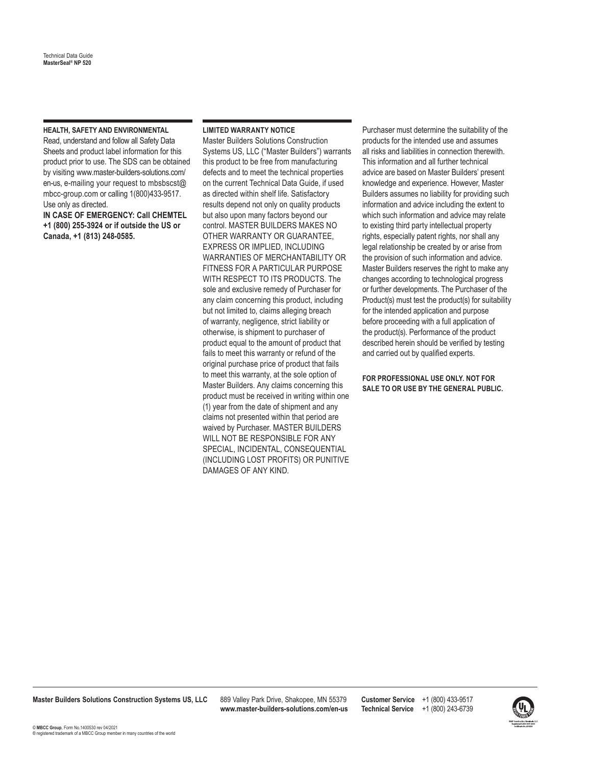## HEALTH, SAFETY AND ENVIRONMENTAL

Read, understand and follow all Safety Data Sheets and product label information for this product prior to use. The SDS can be obtained by visiting www.master-builders-solutions.com/en-us, e-mailing your request to mbsbscst@mbcc-group.com or calling 1(800)433-9517. Use only as directed.

**IN CASE OF EMERGENCY: Call CHEMTEL +1 (800) 255-3924 or if outside the US or Canada, +1 (813) 248-0585.**

## LIMITED WARRANTY NOTICE

Master Builders Solutions Construction Systems US, LLC ("Master Builders") warrants this product to be free from manufacturing defects and to meet the technical properties on the current Technical Data Guide, if used as directed within shelf life. Satisfactory results depend not only on quality products but also upon many factors beyond our control. MASTER BUILDERS MAKES NO OTHER WARRANTY OR GUARANTEE, EXPRESS OR IMPLIED, INCLUDING WARRANTIES OF MERCHANTABILITY OR FITNESS FOR A PARTICULAR PURPOSE WITH RESPECT TO ITS PRODUCTS. The sole and exclusive remedy of Purchaser for any claim concerning this product, including but not limited to, claims alleging breach of warranty, negligence, strict liability or otherwise, is shipment to purchaser of product equal to the amount of product that fails to meet this warranty or refund of the original purchase price of product that fails to meet this warranty, at the sole option of Master Builders. Any claims concerning this product must be received in writing within one (1) year from the date of shipment and any claims not presented within that period are waived by Purchaser. MASTER BUILDERS WILL NOT BE RESPONSIBLE FOR ANY SPECIAL, INCIDENTAL, CONSEQUENTIAL (INCLUDING LOST PROFITS) OR PUNITIVE DAMAGES OF ANY KIND.

Purchaser must determine the suitability of the products for the intended use and assumes all risks and liabilities in connection therewith. This information and all further technical advice are based on Master Builders' present knowledge and experience. However, Master Builders assumes no liability for providing such information and advice including the extent to which such information and advice may relate to existing third party intellectual property rights, especially patent rights, nor shall any legal relationship be created by or arise from the provision of such information and advice. Master Builders reserves the right to make any changes according to technological progress or further developments. The Purchaser of the Product(s) must test the product(s) for suitability for the intended application and purpose before proceeding with a full application of the product(s). Performance of the product described herein should be verified by testing and carried out by qualified experts.

**FOR PROFESSIONAL USE ONLY. NOT FOR SALE TO OR USE BY THE GENERAL PUBLIC.**

**Master Builders Solutions Construction Systems US, LLC** 889 Valley Park Drive, Shakopee, MN 55379 **www.master-builders-solutions.com/en-us**

**Customer Service** +1 (800) 433-9517
**Technical Service** +1 (800) 243-6739

© **MBCC Group**, Form No.1400530 rev 04/2021
® registered trademark of a MBCC Group member in many countries of the world